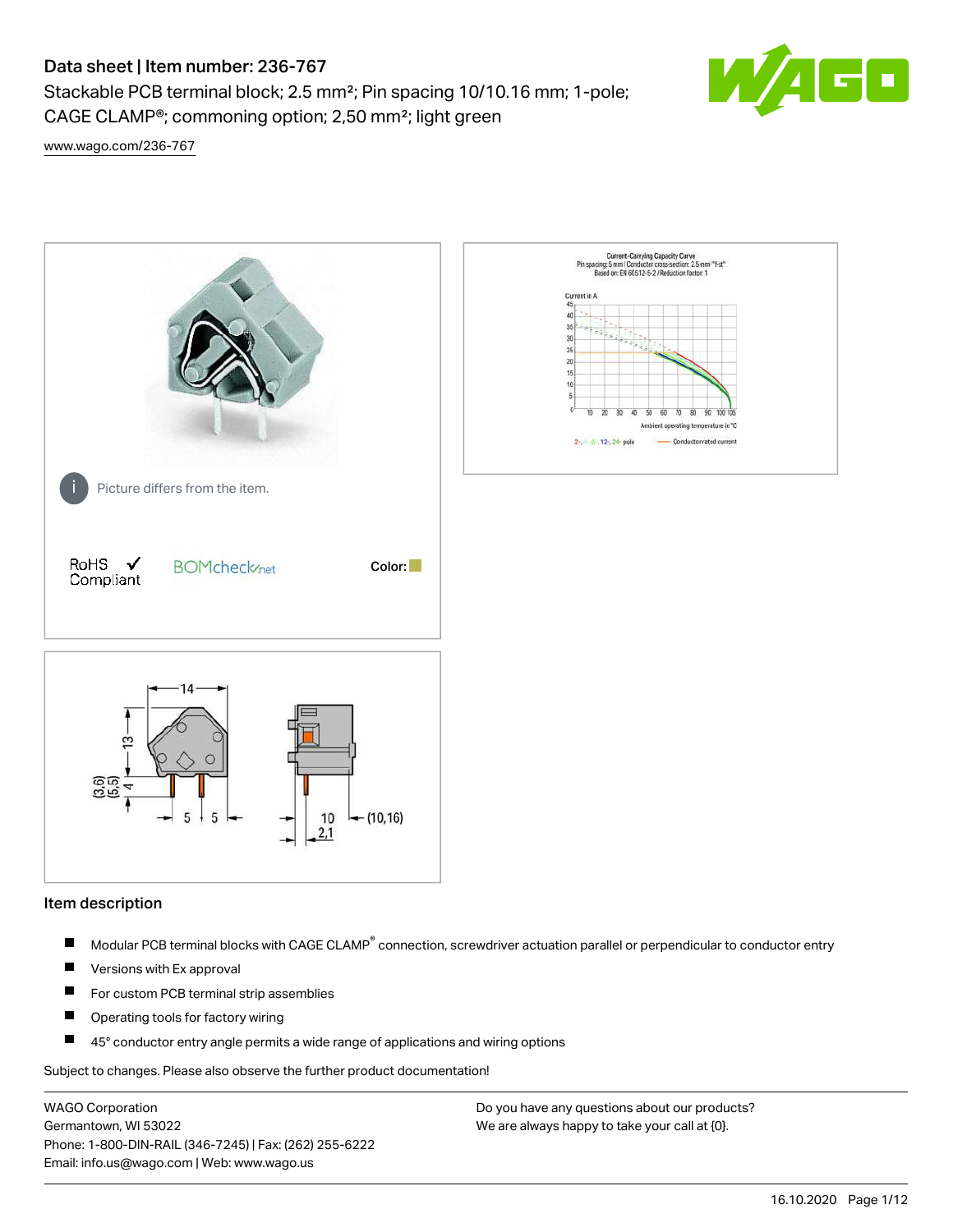# Data sheet | Item number: 236-767

Stackable PCB terminal block; 2.5 mm²; Pin spacing 10/10.16 mm; 1-pole; CAGE CLAMP®; commoning option; 2,50 mm²; light green

www.wago.com/236-767

Picture differs from the item.

RoHS Compliant ✓

BOMcheck.net

Color:

## Item description

- Modular PCB terminal blocks with CAGE CLAMP® connection, screwdriver actuation parallel or perpendicular to conductor entry
- Versions with Ex approval
- For custom PCB terminal strip assemblies
- Operating tools for factory wiring
- 45° conductor entry angle permits a wide range of applications and wiring options

Subject to changes. Please also observe the further product documentation!

WAGO Corporation
Germantown, WI 53022
Phone: 1-800-DIN-RAIL (346-7245) | Fax: (262) 255-6222
Email: info.us@wago.com | Web: www.wago.us

Do you have any questions about our products? We are always happy to take your call at {0}.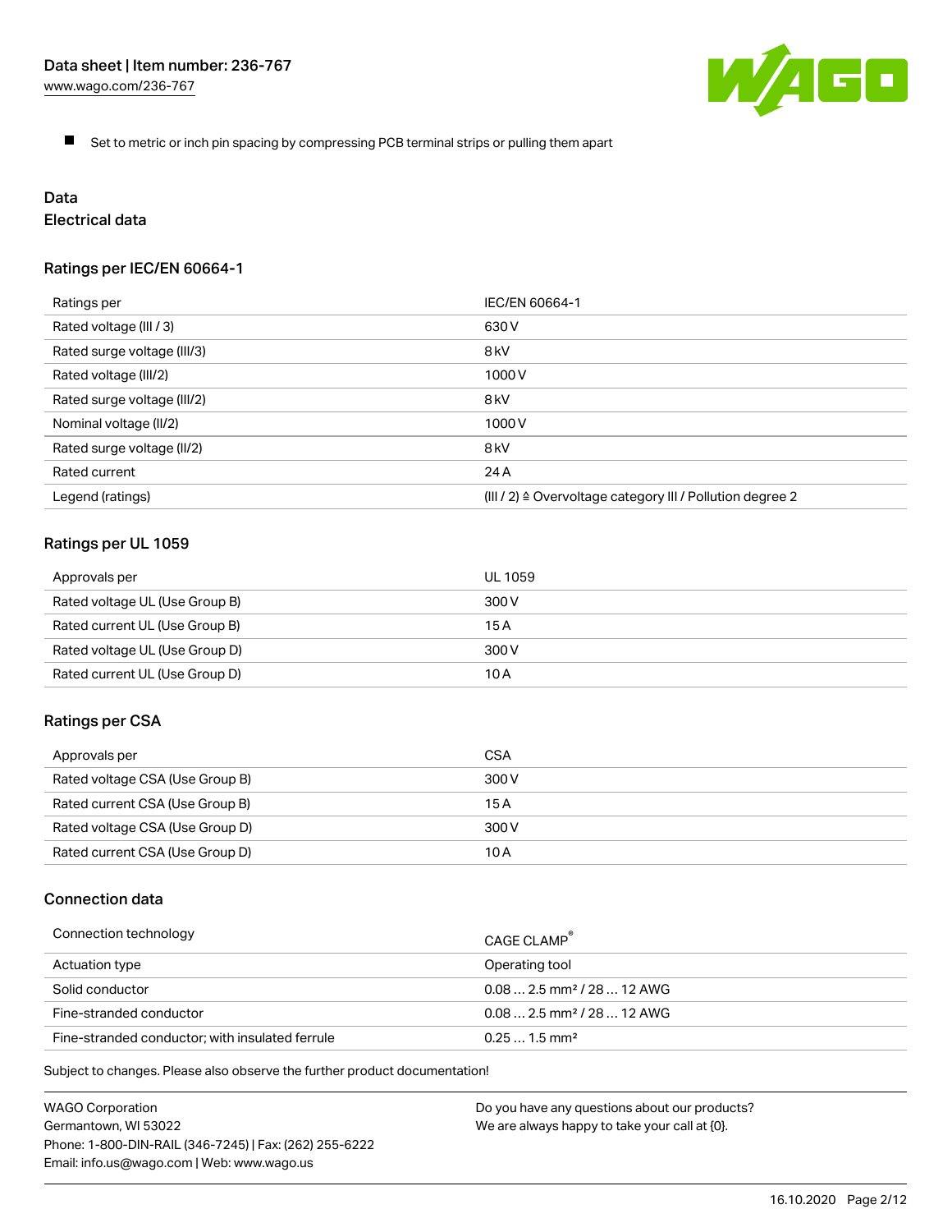- Set to metric or inch pin spacing by compressing PCB terminal strips or pulling them apart

## Data

### Electrical data

#### Ratings per IEC/EN 60664-1

| Ratings per | IEC/EN 60664-1 |
| --- | --- |
| Rated voltage (III / 3) | 630 V |
| Rated surge voltage (III/3) | 8 kV |
| Rated voltage (III/2) | 1000 V |
| Rated surge voltage (III/2) | 8 kV |
| Nominal voltage (II/2) | 1000 V |
| Rated surge voltage (II/2) | 8 kV |
| Rated current | 24 A |
| Legend (ratings) | (III / 2) ≙ Overvoltage category III / Pollution degree 2 |

#### Ratings per UL 1059

| Approvals per | UL 1059 |
| --- | --- |
| Rated voltage UL (Use Group B) | 300 V |
| Rated current UL (Use Group B) | 15 A |
| Rated voltage UL (Use Group D) | 300 V |
| Rated current UL (Use Group D) | 10 A |

#### Ratings per CSA

| Approvals per | CSA |
| --- | --- |
| Rated voltage CSA (Use Group B) | 300 V |
| Rated current CSA (Use Group B) | 15 A |
| Rated voltage CSA (Use Group D) | 300 V |
| Rated current CSA (Use Group D) | 10 A |

### Connection data

| Connection technology | CAGE CLAMP® |
| --- | --- |
| Actuation type | Operating tool |
| Solid conductor | 0.08 … 2.5 mm² / 28 … 12 AWG |
| Fine-stranded conductor | 0.08 … 2.5 mm² / 28 … 12 AWG |
| Fine-stranded conductor; with insulated ferrule | 0.25 … 1.5 mm² |

Subject to changes. Please also observe the further product documentation!

WAGO Corporation
Germantown, WI 53022
Phone: 1-800-DIN-RAIL (346-7245) | Fax: (262) 255-6222
Email: info.us@wago.com | Web: www.wago.us

Do you have any questions about our products?
We are always happy to take your call at {0}.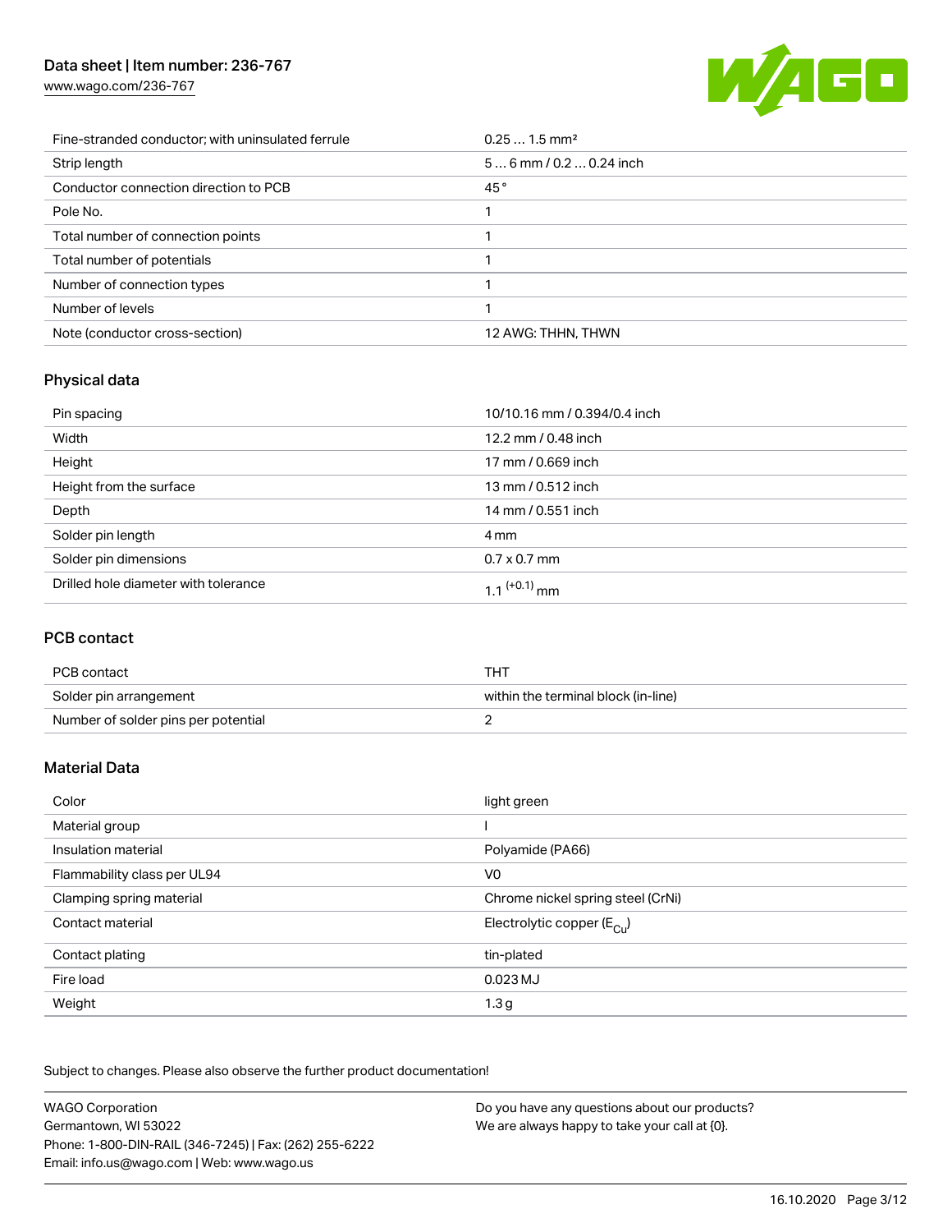| | |
|---|---|
| Fine-stranded conductor; with uninsulated ferrule | 0.25 … 1.5 mm² |
| Strip length | 5 … 6 mm / 0.2 … 0.24 inch |
| Conductor connection direction to PCB | 45 ° |
| Pole No. | 1 |
| Total number of connection points | 1 |
| Total number of potentials | 1 |
| Number of connection types | 1 |
| Number of levels | 1 |
| Note (conductor cross-section) | 12 AWG: THHN, THWN |

## Physical data

| | |
|---|---|
| Pin spacing | 10/10.16 mm / 0.394/0.4 inch |
| Width | 12.2 mm / 0.48 inch |
| Height | 17 mm / 0.669 inch |
| Height from the surface | 13 mm / 0.512 inch |
| Depth | 14 mm / 0.551 inch |
| Solder pin length | 4 mm |
| Solder pin dimensions | 0.7 x 0.7 mm |
| Drilled hole diameter with tolerance | $1.1^{(+0.1)}$ mm |

## PCB contact

| | |
|---|---|
| PCB contact | THT |
| Solder pin arrangement | within the terminal block (in-line) |
| Number of solder pins per potential | 2 |

## Material Data

| | |
|---|---|
| Color | light green |
| Material group | I |
| Insulation material | Polyamide (PA66) |
| Flammability class per UL94 | V0 |
| Clamping spring material | Chrome nickel spring steel (CrNi) |
| Contact material | Electrolytic copper ($E_{Cu}$) |
| Contact plating | tin-plated |
| Fire load | 0.023 MJ |
| Weight | 1.3 g |

Subject to changes. Please also observe the further product documentation!

WAGO Corporation
Germantown, WI 53022
Phone: 1-800-DIN-RAIL (346-7245) | Fax: (262) 255-6222
Email: info.us@wago.com | Web: www.wago.us

Do you have any questions about our products?
We are always happy to take your call at {0}.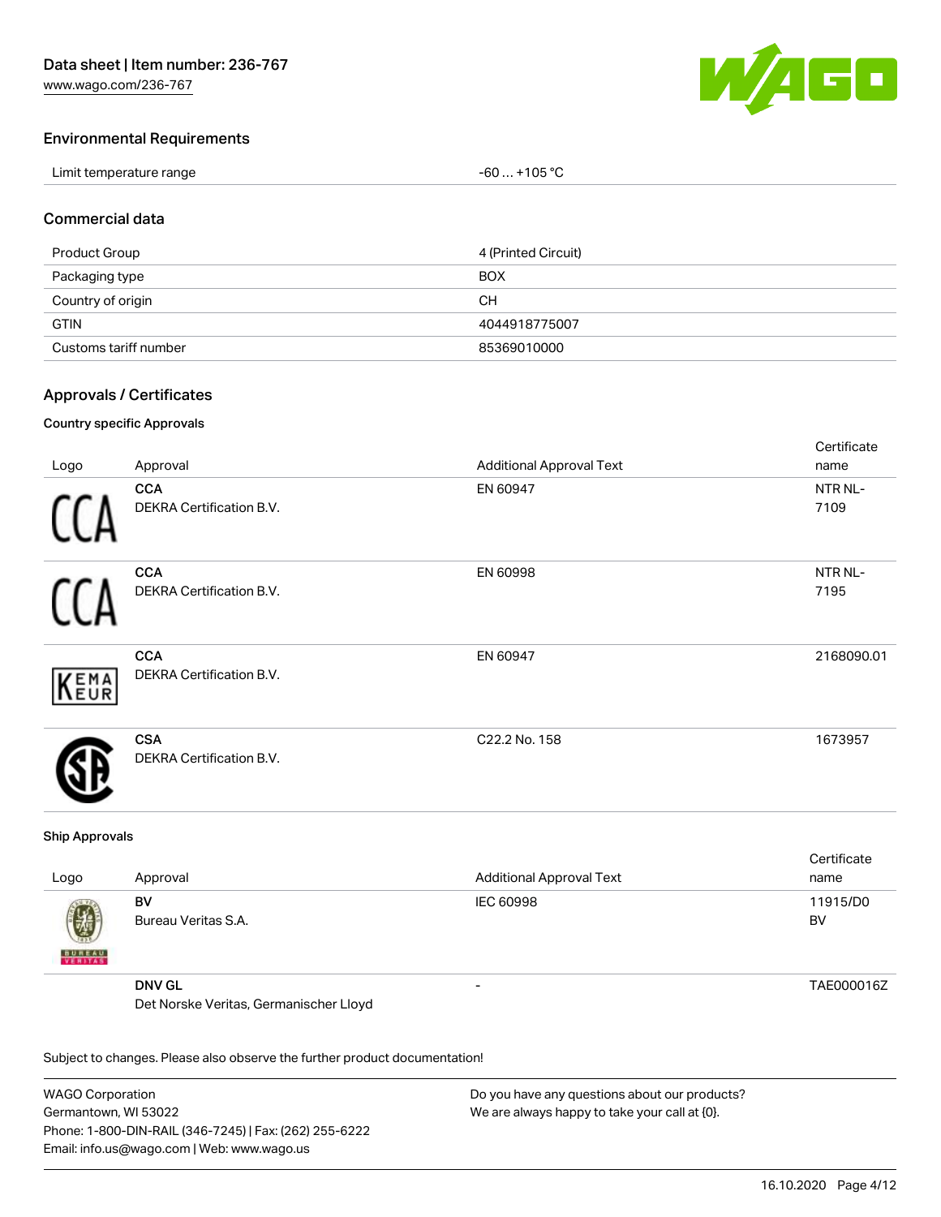## Environmental Requirements

| | |
|---|---|
| Limit temperature range | -60 … +105 °C |

## Commercial data

| | |
|---|---|
| Product Group | 4 (Printed Circuit) |
| Packaging type | BOX |
| Country of origin | CH |
| GTIN | 4044918775007 |
| Customs tariff number | 85369010000 |

## Approvals / Certificates

### Country specific Approvals

| Logo | Approval | Additional Approval Text | Certificate name |
|---|---|---|---|
| | **CCA** DEKRA Certification B.V. | EN 60947 | NTR NL-7109 |
| | **CCA** DEKRA Certification B.V. | EN 60998 | NTR NL-7195 |
| | **CCA** DEKRA Certification B.V. | EN 60947 | 2168090.01 |
| | **CSA** DEKRA Certification B.V. | C22.2 No. 158 | 1673957 |

### Ship Approvals

| Logo | Approval | Additional Approval Text | Certificate name |
|---|---|---|---|
| | **BV** Bureau Veritas S.A. | IEC 60998 | 11915/D0 BV |
| | **DNV GL** Det Norske Veritas, Germanischer Lloyd | - | TAE000016Z |

Subject to changes. Please also observe the further product documentation!

WAGO Corporation
Germantown, WI 53022
Phone: 1-800-DIN-RAIL (346-7245) | Fax: (262) 255-6222
Email: info.us@wago.com | Web: www.wago.us

Do you have any questions about our products?
We are always happy to take your call at {0}.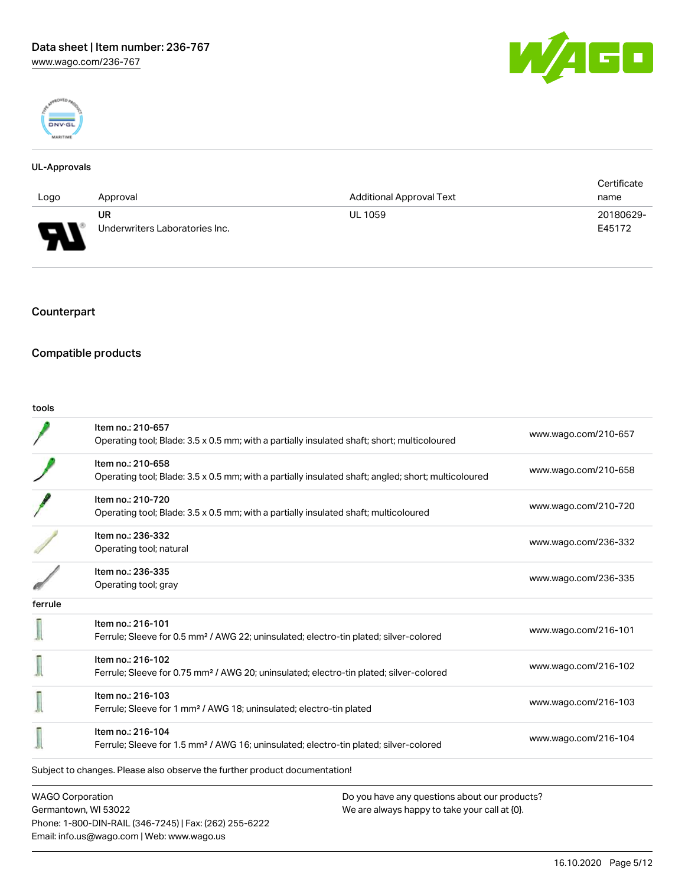### UL-Approvals

| Logo | Approval | Additional Approval Text | Certificate name |
| --- | --- | --- | --- |
| | UR<br>Underwriters Laboratories Inc. | UL 1059 | 20180629-E45172 |

## Counterpart

## Compatible products

tools

| | | |
| --- | --- | --- |
| | Item no.: 210-657<br>Operating tool; Blade: 3.5 x 0.5 mm; with a partially insulated shaft; short; multicoloured | www.wago.com/210-657 |
| | Item no.: 210-658<br>Operating tool; Blade: 3.5 x 0.5 mm; with a partially insulated shaft; angled; short; multicoloured | www.wago.com/210-658 |
| | Item no.: 210-720<br>Operating tool; Blade: 3.5 x 0.5 mm; with a partially insulated shaft; multicoloured | www.wago.com/210-720 |
| | Item no.: 236-332<br>Operating tool; natural | www.wago.com/236-332 |
| | Item no.: 236-335<br>Operating tool; gray | www.wago.com/236-335 |

ferrule

| | | |
| --- | --- | --- |
| | Item no.: 216-101<br>Ferrule; Sleeve for 0.5 mm² / AWG 22; uninsulated; electro-tin plated; silver-colored | www.wago.com/216-101 |
| | Item no.: 216-102<br>Ferrule; Sleeve for 0.75 mm² / AWG 20; uninsulated; electro-tin plated; silver-colored | www.wago.com/216-102 |
| | Item no.: 216-103<br>Ferrule; Sleeve for 1 mm² / AWG 18; uninsulated; electro-tin plated | www.wago.com/216-103 |
| | Item no.: 216-104<br>Ferrule; Sleeve for 1.5 mm² / AWG 16; uninsulated; electro-tin plated; silver-colored | www.wago.com/216-104 |

Subject to changes. Please also observe the further product documentation!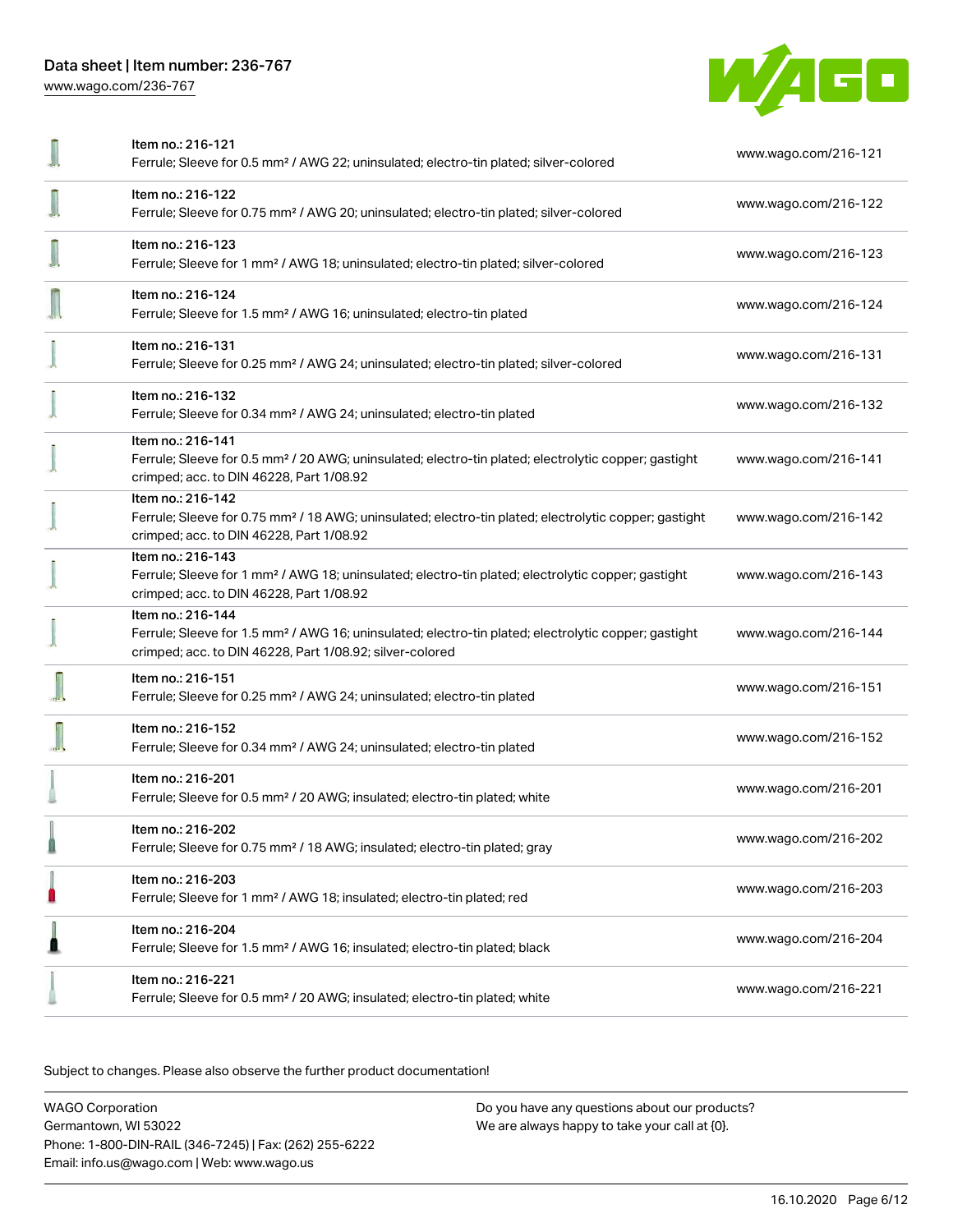| Item | Description | Link |
| --- | --- | --- |
| Item no.: 216-121 | Ferrule; Sleeve for 0.5 mm² / AWG 22; uninsulated; electro-tin plated; silver-colored | www.wago.com/216-121 |
| Item no.: 216-122 | Ferrule; Sleeve for 0.75 mm² / AWG 20; uninsulated; electro-tin plated; silver-colored | www.wago.com/216-122 |
| Item no.: 216-123 | Ferrule; Sleeve for 1 mm² / AWG 18; uninsulated; electro-tin plated; silver-colored | www.wago.com/216-123 |
| Item no.: 216-124 | Ferrule; Sleeve for 1.5 mm² / AWG 16; uninsulated; electro-tin plated | www.wago.com/216-124 |
| Item no.: 216-131 | Ferrule; Sleeve for 0.25 mm² / AWG 24; uninsulated; electro-tin plated; silver-colored | www.wago.com/216-131 |
| Item no.: 216-132 | Ferrule; Sleeve for 0.34 mm² / AWG 24; uninsulated; electro-tin plated | www.wago.com/216-132 |
| Item no.: 216-141 | Ferrule; Sleeve for 0.5 mm² / 20 AWG; uninsulated; electro-tin plated; electrolytic copper; gastight crimped; acc. to DIN 46228, Part 1/08.92 | www.wago.com/216-141 |
| Item no.: 216-142 | Ferrule; Sleeve for 0.75 mm² / 18 AWG; uninsulated; electro-tin plated; electrolytic copper; gastight crimped; acc. to DIN 46228, Part 1/08.92 | www.wago.com/216-142 |
| Item no.: 216-143 | Ferrule; Sleeve for 1 mm² / AWG 18; uninsulated; electro-tin plated; electrolytic copper; gastight crimped; acc. to DIN 46228, Part 1/08.92 | www.wago.com/216-143 |
| Item no.: 216-144 | Ferrule; Sleeve for 1.5 mm² / AWG 16; uninsulated; electro-tin plated; electrolytic copper; gastight crimped; acc. to DIN 46228, Part 1/08.92; silver-colored | www.wago.com/216-144 |
| Item no.: 216-151 | Ferrule; Sleeve for 0.25 mm² / AWG 24; uninsulated; electro-tin plated | www.wago.com/216-151 |
| Item no.: 216-152 | Ferrule; Sleeve for 0.34 mm² / AWG 24; uninsulated; electro-tin plated | www.wago.com/216-152 |
| Item no.: 216-201 | Ferrule; Sleeve for 0.5 mm² / 20 AWG; insulated; electro-tin plated; white | www.wago.com/216-201 |
| Item no.: 216-202 | Ferrule; Sleeve for 0.75 mm² / 18 AWG; insulated; electro-tin plated; gray | www.wago.com/216-202 |
| Item no.: 216-203 | Ferrule; Sleeve for 1 mm² / AWG 18; insulated; electro-tin plated; red | www.wago.com/216-203 |
| Item no.: 216-204 | Ferrule; Sleeve for 1.5 mm² / AWG 16; insulated; electro-tin plated; black | www.wago.com/216-204 |
| Item no.: 216-221 | Ferrule; Sleeve for 0.5 mm² / 20 AWG; insulated; electro-tin plated; white | www.wago.com/216-221 |

Subject to changes. Please also observe the further product documentation!

WAGO Corporation
Germantown, WI 53022
Phone: 1-800-DIN-RAIL (346-7245) | Fax: (262) 255-6222
Email: info.us@wago.com | Web: www.wago.us

Do you have any questions about our products?
We are always happy to take your call at {0}.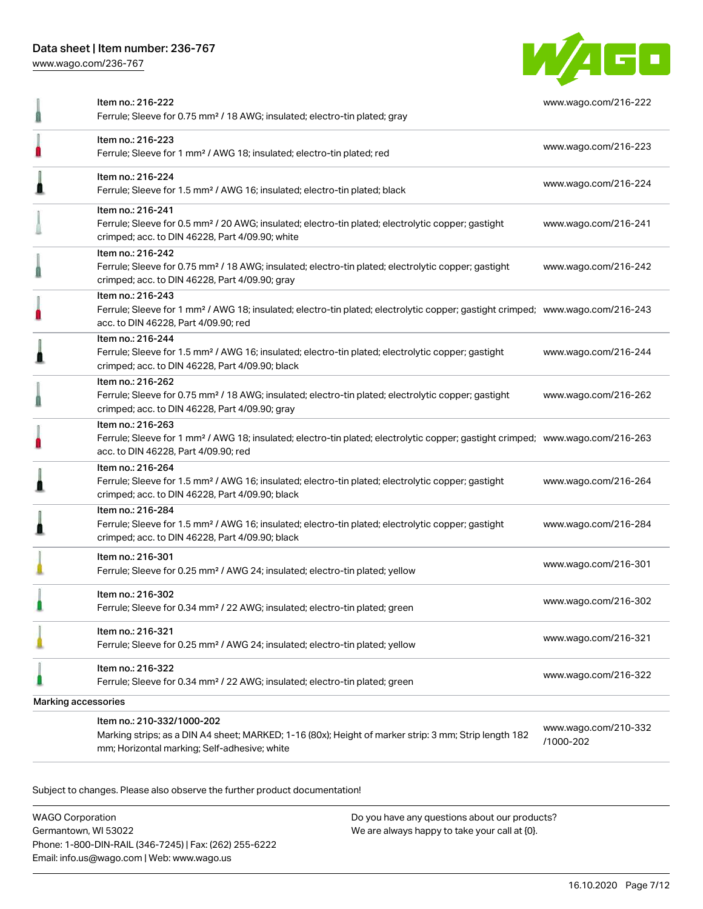| | Item | Link |
|---|---|---|
| | Item no.: 216-222<br>Ferrule; Sleeve for 0.75 mm² / 18 AWG; insulated; electro-tin plated; gray | www.wago.com/216-222 |
| | Item no.: 216-223<br>Ferrule; Sleeve for 1 mm² / AWG 18; insulated; electro-tin plated; red | www.wago.com/216-223 |
| | Item no.: 216-224<br>Ferrule; Sleeve for 1.5 mm² / AWG 16; insulated; electro-tin plated; black | www.wago.com/216-224 |
| | Item no.: 216-241<br>Ferrule; Sleeve for 0.5 mm² / 20 AWG; insulated; electro-tin plated; electrolytic copper; gastight crimped; acc. to DIN 46228, Part 4/09.90; white | www.wago.com/216-241 |
| | Item no.: 216-242<br>Ferrule; Sleeve for 0.75 mm² / 18 AWG; insulated; electro-tin plated; electrolytic copper; gastight crimped; acc. to DIN 46228, Part 4/09.90; gray | www.wago.com/216-242 |
| | Item no.: 216-243<br>Ferrule; Sleeve for 1 mm² / AWG 18; insulated; electro-tin plated; electrolytic copper; gastight crimped; acc. to DIN 46228, Part 4/09.90; red | www.wago.com/216-243 |
| | Item no.: 216-244<br>Ferrule; Sleeve for 1.5 mm² / AWG 16; insulated; electro-tin plated; electrolytic copper; gastight crimped; acc. to DIN 46228, Part 4/09.90; black | www.wago.com/216-244 |
| | Item no.: 216-262<br>Ferrule; Sleeve for 0.75 mm² / 18 AWG; insulated; electro-tin plated; electrolytic copper; gastight crimped; acc. to DIN 46228, Part 4/09.90; gray | www.wago.com/216-262 |
| | Item no.: 216-263<br>Ferrule; Sleeve for 1 mm² / AWG 18; insulated; electro-tin plated; electrolytic copper; gastight crimped; acc. to DIN 46228, Part 4/09.90; red | www.wago.com/216-263 |
| | Item no.: 216-264<br>Ferrule; Sleeve for 1.5 mm² / AWG 16; insulated; electro-tin plated; electrolytic copper; gastight crimped; acc. to DIN 46228, Part 4/09.90; black | www.wago.com/216-264 |
| | Item no.: 216-284<br>Ferrule; Sleeve for 1.5 mm² / AWG 16; insulated; electro-tin plated; electrolytic copper; gastight crimped; acc. to DIN 46228, Part 4/09.90; black | www.wago.com/216-284 |
| | Item no.: 216-301<br>Ferrule; Sleeve for 0.25 mm² / AWG 24; insulated; electro-tin plated; yellow | www.wago.com/216-301 |
| | Item no.: 216-302<br>Ferrule; Sleeve for 0.34 mm² / 22 AWG; insulated; electro-tin plated; green | www.wago.com/216-302 |
| | Item no.: 216-321<br>Ferrule; Sleeve for 0.25 mm² / AWG 24; insulated; electro-tin plated; yellow | www.wago.com/216-321 |
| | Item no.: 216-322<br>Ferrule; Sleeve for 0.34 mm² / 22 AWG; insulated; electro-tin plated; green | www.wago.com/216-322 |

Marking accessories

| | Item | Link |
|---|---|---|
| | Item no.: 210-332/1000-202<br>Marking strips; as a DIN A4 sheet; MARKED; 1-16 (80x); Height of marker strip: 3 mm; Strip length 182 mm; Horizontal marking; Self-adhesive; white | www.wago.com/210-332/1000-202 |

Subject to changes. Please also observe the further product documentation!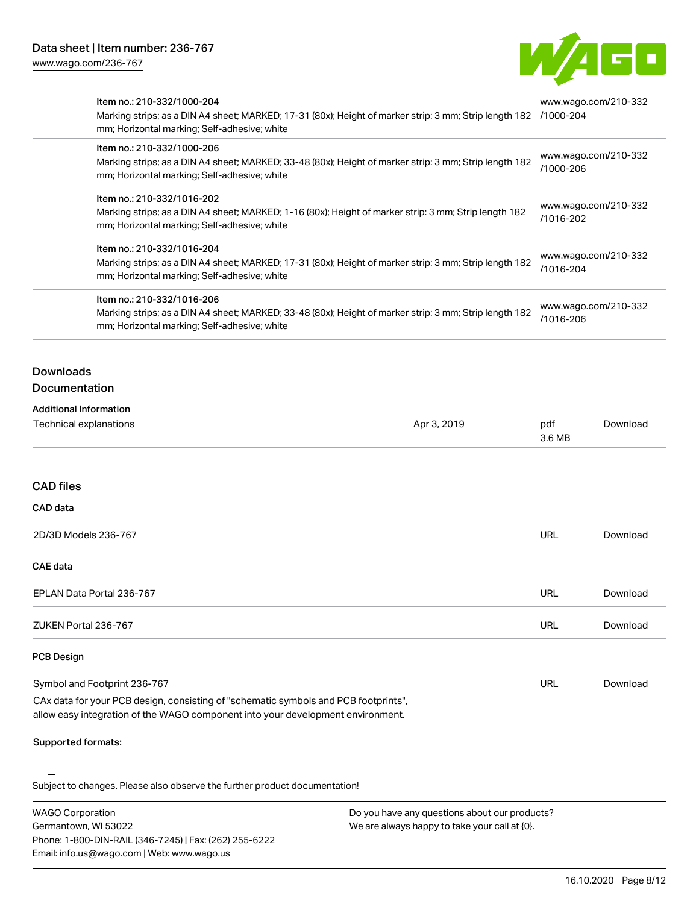| Item | Link |
| --- | --- |
| Item no.: 210-332/1000-204<br>Marking strips; as a DIN A4 sheet; MARKED; 17-31 (80x); Height of marker strip: 3 mm; Strip length 182 mm; Horizontal marking; Self-adhesive; white | www.wago.com/210-332/1000-204 |
| Item no.: 210-332/1000-206<br>Marking strips; as a DIN A4 sheet; MARKED; 33-48 (80x); Height of marker strip: 3 mm; Strip length 182 mm; Horizontal marking; Self-adhesive; white | www.wago.com/210-332/1000-206 |
| Item no.: 210-332/1016-202<br>Marking strips; as a DIN A4 sheet; MARKED; 1-16 (80x); Height of marker strip: 3 mm; Strip length 182 mm; Horizontal marking; Self-adhesive; white | www.wago.com/210-332/1016-202 |
| Item no.: 210-332/1016-204<br>Marking strips; as a DIN A4 sheet; MARKED; 17-31 (80x); Height of marker strip: 3 mm; Strip length 182 mm; Horizontal marking; Self-adhesive; white | www.wago.com/210-332/1016-204 |
| Item no.: 210-332/1016-206<br>Marking strips; as a DIN A4 sheet; MARKED; 33-48 (80x); Height of marker strip: 3 mm; Strip length 182 mm; Horizontal marking; Self-adhesive; white | www.wago.com/210-332/1016-206 |

## Downloads
### Documentation

**Additional Information**

| | | | |
| --- | --- | --- | --- |
| Technical explanations | Apr 3, 2019 | pdf 3.6 MB | Download |

## CAD files

### CAD data

| | | |
| --- | --- | --- |
| 2D/3D Models 236-767 | URL | Download |

### CAE data

| | | |
| --- | --- | --- |
| EPLAN Data Portal 236-767 | URL | Download |
| ZUKEN Portal 236-767 | URL | Download |

### PCB Design

| | | |
| --- | --- | --- |
| Symbol and Footprint 236-767 | URL | Download |

CAx data for your PCB design, consisting of "schematic symbols and PCB footprints", allow easy integration of the WAGO component into your development environment.

**Supported formats:**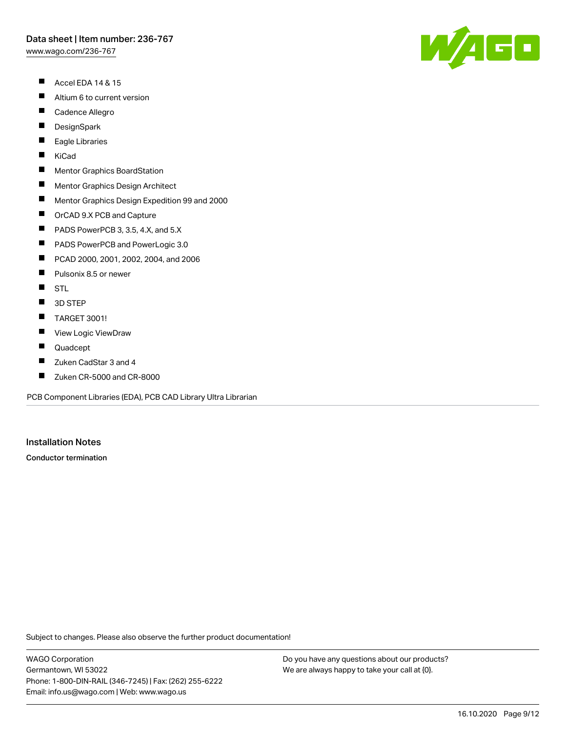- Accel EDA 14 & 15
- Altium 6 to current version
- Cadence Allegro
- DesignSpark
- Eagle Libraries
- KiCad
- Mentor Graphics BoardStation
- Mentor Graphics Design Architect
- Mentor Graphics Design Expedition 99 and 2000
- OrCAD 9.X PCB and Capture
- PADS PowerPCB 3, 3.5, 4.X, and 5.X
- PADS PowerPCB and PowerLogic 3.0
- PCAD 2000, 2001, 2002, 2004, and 2006
- Pulsonix 8.5 or newer
- STL
- 3D STEP
- TARGET 3001!
- View Logic ViewDraw
- Quadcept
- Zuken CadStar 3 and 4
- Zuken CR-5000 and CR-8000

PCB Component Libraries (EDA), PCB CAD Library Ultra Librarian

## Installation Notes

**Conductor termination**

Subject to changes. Please also observe the further product documentation!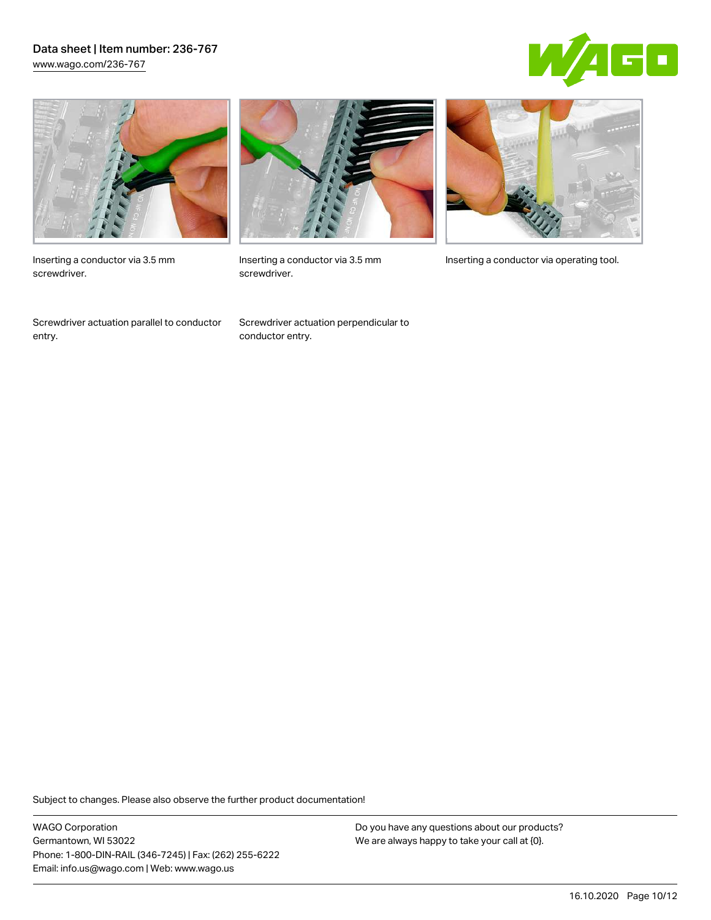Inserting a conductor via 3.5 mm screwdriver.

Inserting a conductor via 3.5 mm screwdriver.

Inserting a conductor via operating tool.

Screwdriver actuation parallel to conductor entry.

Screwdriver actuation perpendicular to conductor entry.

Subject to changes. Please also observe the further product documentation!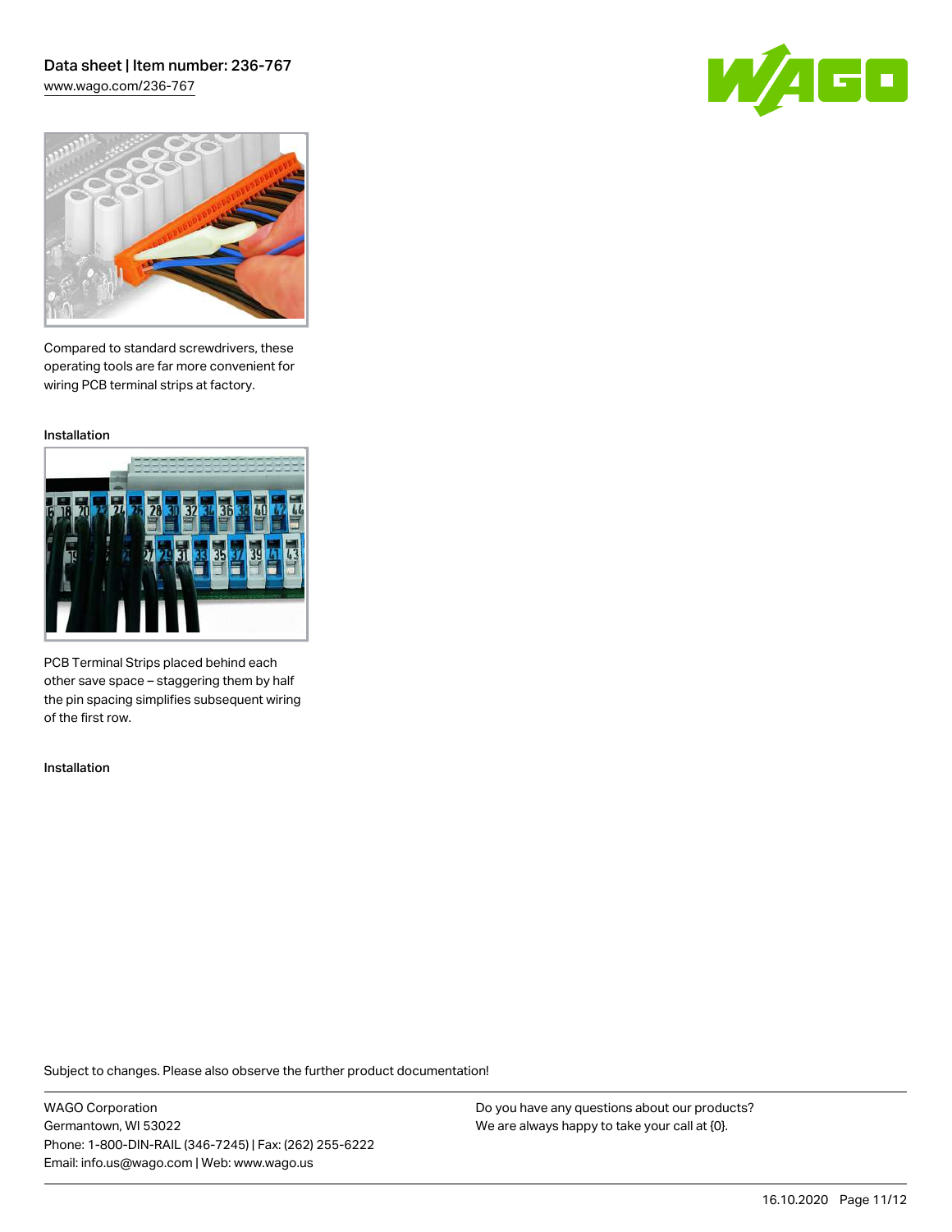Compared to standard screwdrivers, these operating tools are far more convenient for wiring PCB terminal strips at factory.

Installation

PCB Terminal Strips placed behind each other save space – staggering them by half the pin spacing simplifies subsequent wiring of the first row.

Installation

Subject to changes. Please also observe the further product documentation!

WAGO Corporation
Germantown, WI 53022
Phone: 1-800-DIN-RAIL (346-7245) | Fax: (262) 255-6222
Email: info.us@wago.com | Web: www.wago.us

Do you have any questions about our products?
We are always happy to take your call at {0}.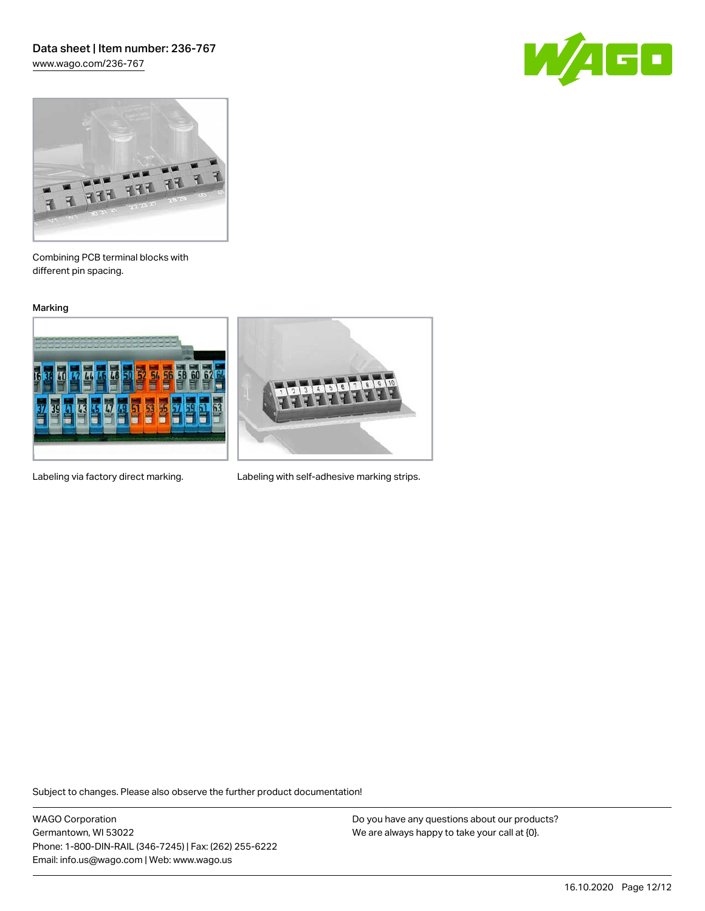Combining PCB terminal blocks with different pin spacing.

Marking

Labeling via factory direct marking.

Labeling with self-adhesive marking strips.

Subject to changes. Please also observe the further product documentation!

WAGO Corporation
Germantown, WI 53022
Phone: 1-800-DIN-RAIL (346-7245) | Fax: (262) 255-6222
Email: info.us@wago.com | Web: www.wago.us

Do you have any questions about our products?
We are always happy to take your call at {0}.